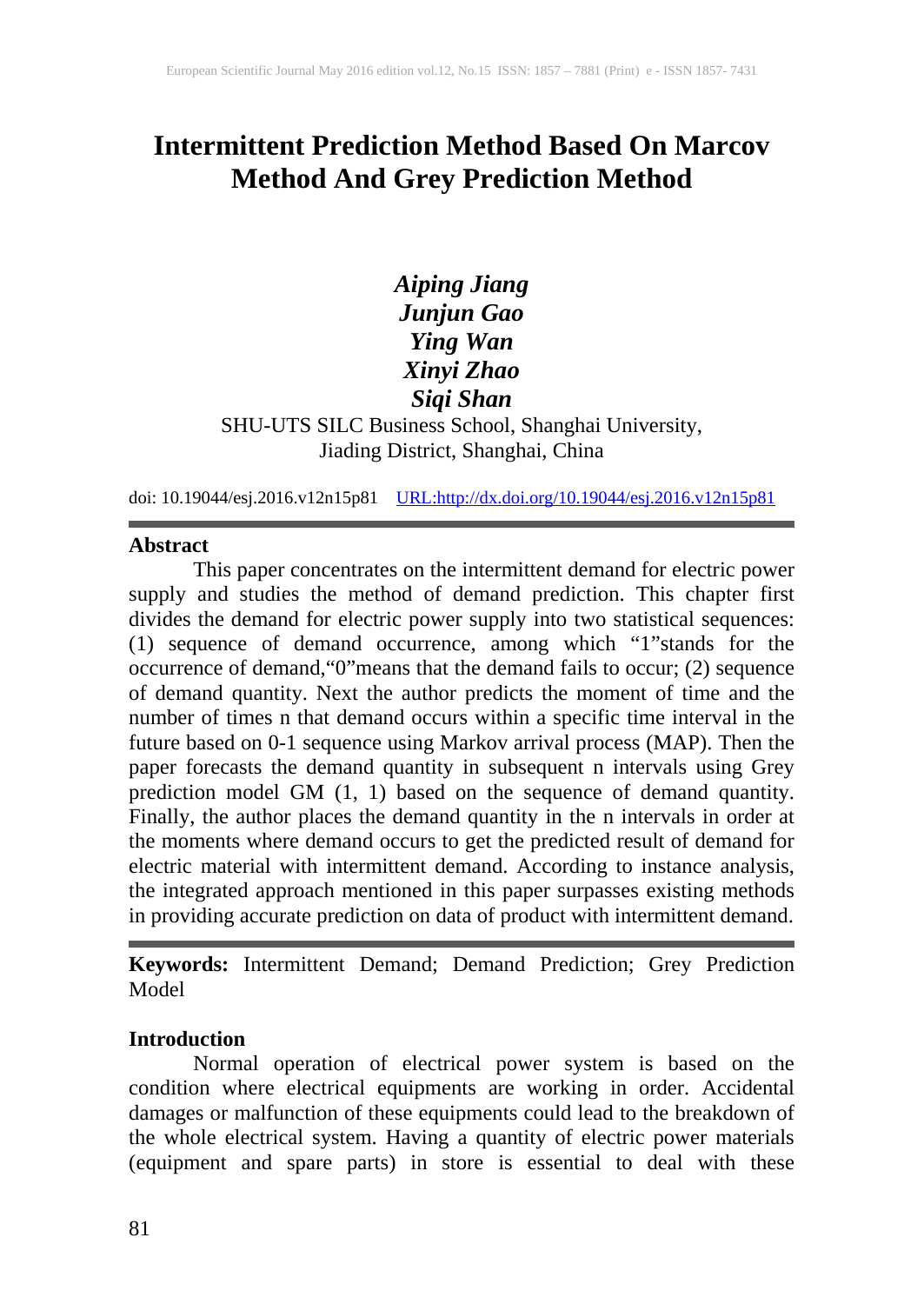# Intermittent Prediction Method Based On Marcov Method And Grey Prediction Method

***Aiping Jiang***
***Junjun Gao***
***Ying Wan***
***Xinyi Zhao***
***Siqi Shan***

SHU-UTS SILC Business School, Shanghai University, Jiading District, Shanghai, China

doi: 10.19044/esj.2016.v12n15p81 URL:http://dx.doi.org/10.19044/esj.2016.v12n15p81

---

## Abstract

This paper concentrates on the intermittent demand for electric power supply and studies the method of demand prediction. This chapter first divides the demand for electric power supply into two statistical sequences: (1) sequence of demand occurrence, among which "1"stands for the occurrence of demand,"0"means that the demand fails to occur; (2) sequence of demand quantity. Next the author predicts the moment of time and the number of times n that demand occurs within a specific time interval in the future based on 0-1 sequence using Markov arrival process (MAP). Then the paper forecasts the demand quantity in subsequent n intervals using Grey prediction model GM (1, 1) based on the sequence of demand quantity. Finally, the author places the demand quantity in the n intervals in order at the moments where demand occurs to get the predicted result of demand for electric material with intermittent demand. According to instance analysis, the integrated approach mentioned in this paper surpasses existing methods in providing accurate prediction on data of product with intermittent demand.

---

**Keywords:** Intermittent Demand; Demand Prediction; Grey Prediction Model

## Introduction

Normal operation of electrical power system is based on the condition where electrical equipments are working in order. Accidental damages or malfunction of these equipments could lead to the breakdown of the whole electrical system. Having a quantity of electric power materials (equipment and spare parts) in store is essential to deal with these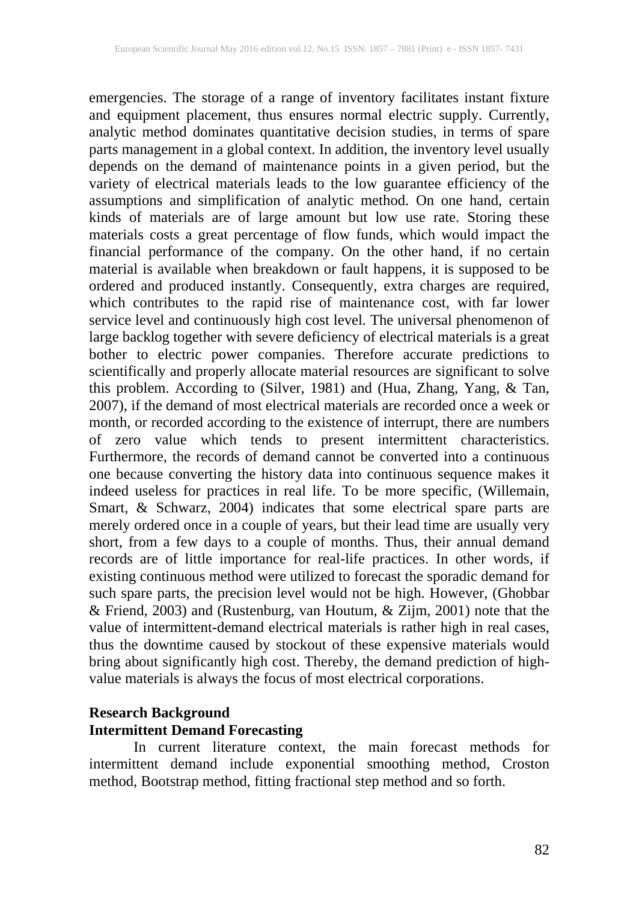emergencies. The storage of a range of inventory facilitates instant fixture and equipment placement, thus ensures normal electric supply. Currently, analytic method dominates quantitative decision studies, in terms of spare parts management in a global context. In addition, the inventory level usually depends on the demand of maintenance points in a given period, but the variety of electrical materials leads to the low guarantee efficiency of the assumptions and simplification of analytic method. On one hand, certain kinds of materials are of large amount but low use rate. Storing these materials costs a great percentage of flow funds, which would impact the financial performance of the company. On the other hand, if no certain material is available when breakdown or fault happens, it is supposed to be ordered and produced instantly. Consequently, extra charges are required, which contributes to the rapid rise of maintenance cost, with far lower service level and continuously high cost level. The universal phenomenon of large backlog together with severe deficiency of electrical materials is a great bother to electric power companies. Therefore accurate predictions to scientifically and properly allocate material resources are significant to solve this problem. According to (Silver, 1981) and (Hua, Zhang, Yang, & Tan, 2007), if the demand of most electrical materials are recorded once a week or month, or recorded according to the existence of interrupt, there are numbers of zero value which tends to present intermittent characteristics. Furthermore, the records of demand cannot be converted into a continuous one because converting the history data into continuous sequence makes it indeed useless for practices in real life. To be more specific, (Willemain, Smart, & Schwarz, 2004) indicates that some electrical spare parts are merely ordered once in a couple of years, but their lead time are usually very short, from a few days to a couple of months. Thus, their annual demand records are of little importance for real-life practices. In other words, if existing continuous method were utilized to forecast the sporadic demand for such spare parts, the precision level would not be high. However, (Ghobbar & Friend, 2003) and (Rustenburg, van Houtum, & Zijm, 2001) note that the value of intermittent-demand electrical materials is rather high in real cases, thus the downtime caused by stockout of these expensive materials would bring about significantly high cost. Thereby, the demand prediction of high-value materials is always the focus of most electrical corporations.

## Research Background

### Intermittent Demand Forecasting

In current literature context, the main forecast methods for intermittent demand include exponential smoothing method, Croston method, Bootstrap method, fitting fractional step method and so forth.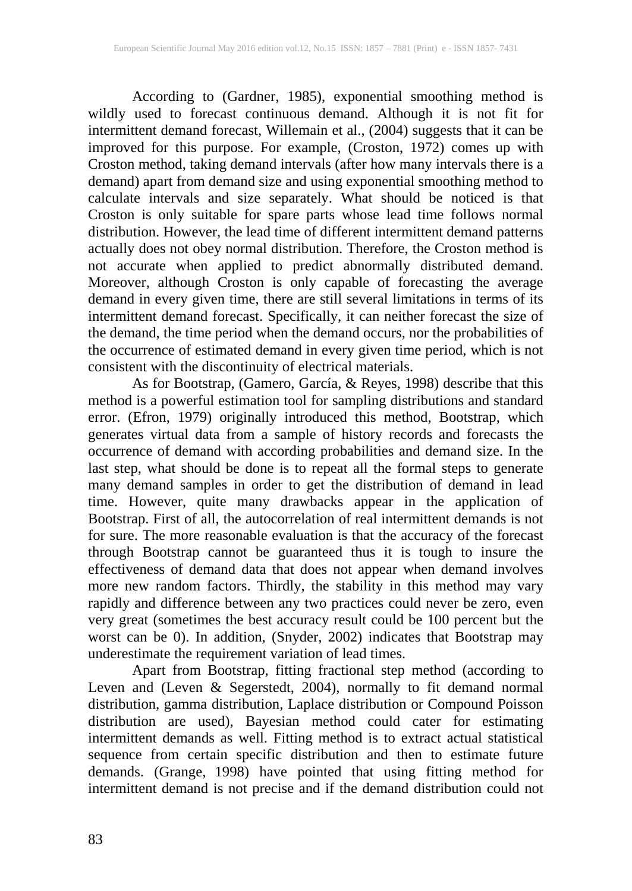According to (Gardner, 1985), exponential smoothing method is wildly used to forecast continuous demand. Although it is not fit for intermittent demand forecast, Willemain et al., (2004) suggests that it can be improved for this purpose. For example, (Croston, 1972) comes up with Croston method, taking demand intervals (after how many intervals there is a demand) apart from demand size and using exponential smoothing method to calculate intervals and size separately. What should be noticed is that Croston is only suitable for spare parts whose lead time follows normal distribution. However, the lead time of different intermittent demand patterns actually does not obey normal distribution. Therefore, the Croston method is not accurate when applied to predict abnormally distributed demand. Moreover, although Croston is only capable of forecasting the average demand in every given time, there are still several limitations in terms of its intermittent demand forecast. Specifically, it can neither forecast the size of the demand, the time period when the demand occurs, nor the probabilities of the occurrence of estimated demand in every given time period, which is not consistent with the discontinuity of electrical materials.

As for Bootstrap, (Gamero, García, & Reyes, 1998) describe that this method is a powerful estimation tool for sampling distributions and standard error. (Efron, 1979) originally introduced this method, Bootstrap, which generates virtual data from a sample of history records and forecasts the occurrence of demand with according probabilities and demand size. In the last step, what should be done is to repeat all the formal steps to generate many demand samples in order to get the distribution of demand in lead time. However, quite many drawbacks appear in the application of Bootstrap. First of all, the autocorrelation of real intermittent demands is not for sure. The more reasonable evaluation is that the accuracy of the forecast through Bootstrap cannot be guaranteed thus it is tough to insure the effectiveness of demand data that does not appear when demand involves more new random factors. Thirdly, the stability in this method may vary rapidly and difference between any two practices could never be zero, even very great (sometimes the best accuracy result could be 100 percent but the worst can be 0). In addition, (Snyder, 2002) indicates that Bootstrap may underestimate the requirement variation of lead times.

Apart from Bootstrap, fitting fractional step method (according to Leven and (Leven & Segerstedt, 2004), normally to fit demand normal distribution, gamma distribution, Laplace distribution or Compound Poisson distribution are used), Bayesian method could cater for estimating intermittent demands as well. Fitting method is to extract actual statistical sequence from certain specific distribution and then to estimate future demands. (Grange, 1998) have pointed that using fitting method for intermittent demand is not precise and if the demand distribution could not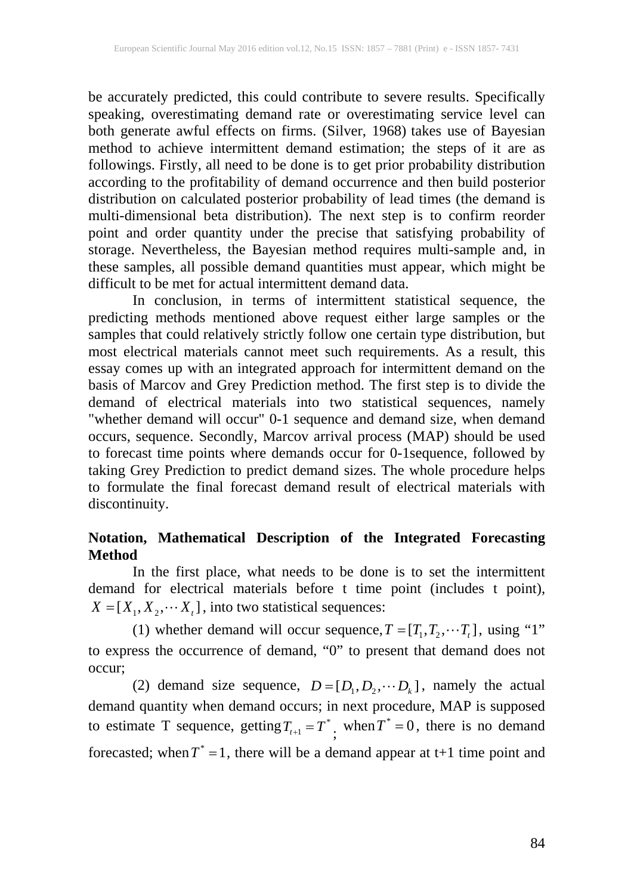be accurately predicted, this could contribute to severe results. Specifically speaking, overestimating demand rate or overestimating service level can both generate awful effects on firms. (Silver, 1968) takes use of Bayesian method to achieve intermittent demand estimation; the steps of it are as followings. Firstly, all need to be done is to get prior probability distribution according to the profitability of demand occurrence and then build posterior distribution on calculated posterior probability of lead times (the demand is multi-dimensional beta distribution). The next step is to confirm reorder point and order quantity under the precise that satisfying probability of storage. Nevertheless, the Bayesian method requires multi-sample and, in these samples, all possible demand quantities must appear, which might be difficult to be met for actual intermittent demand data.

In conclusion, in terms of intermittent statistical sequence, the predicting methods mentioned above request either large samples or the samples that could relatively strictly follow one certain type distribution, but most electrical materials cannot meet such requirements. As a result, this essay comes up with an integrated approach for intermittent demand on the basis of Marcov and Grey Prediction method. The first step is to divide the demand of electrical materials into two statistical sequences, namely "whether demand will occur" 0-1 sequence and demand size, when demand occurs, sequence. Secondly, Marcov arrival process (MAP) should be used to forecast time points where demands occur for 0-1sequence, followed by taking Grey Prediction to predict demand sizes. The whole procedure helps to formulate the final forecast demand result of electrical materials with discontinuity.

**Notation, Mathematical Description of the Integrated Forecasting Method**

In the first place, what needs to be done is to set the intermittent demand for electrical materials before t time point (includes t point), $X = [X_1, X_2, \cdots X_t]$, into two statistical sequences:

(1) whether demand will occur sequence, $T = [T_1, T_2, \cdots T_t]$, using "1" to express the occurrence of demand, "0" to present that demand does not occur;

(2) demand size sequence, $D = [D_1, D_2, \cdots D_k]$, namely the actual demand quantity when demand occurs; in next procedure, MAP is supposed to estimate T sequence, getting $T_{t+1} = T^*$; when $T^* = 0$, there is no demand forecasted; when $T^* = 1$, there will be a demand appear at t+1 time point and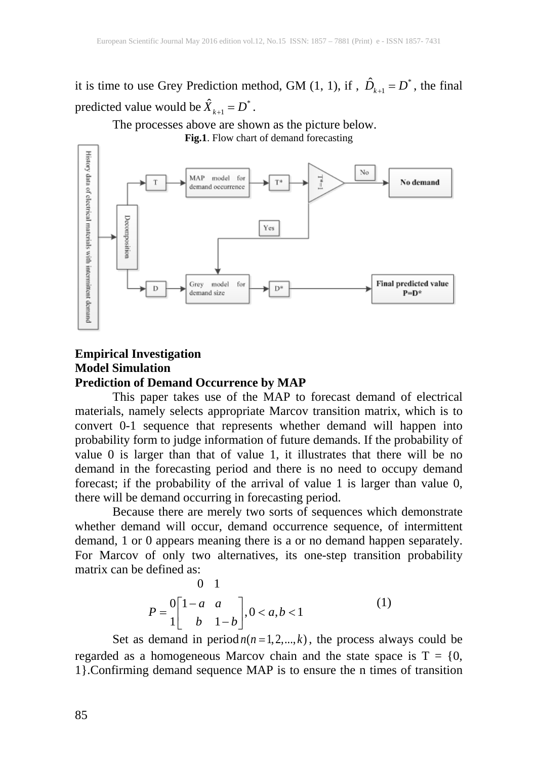it is time to use Grey Prediction method, GM (1, 1), if , $\hat{D}_{k+1} = D^*$, the final predicted value would be $\hat{X}_{k+1} = D^*$.

The processes above are shown as the picture below.

**Fig.1**. Flow chart of demand forecasting

### Empirical Investigation
### Model Simulation
### Prediction of Demand Occurrence by MAP

This paper takes use of the MAP to forecast demand of electrical materials, namely selects appropriate Marcov transition matrix, which is to convert 0-1 sequence that represents whether demand will happen into probability form to judge information of future demands. If the probability of value 0 is larger than that of value 1, it illustrates that there will be no demand in the forecasting period and there is no need to occupy demand forecast; if the probability of the arrival of value 1 is larger than value 0, there will be demand occurring in forecasting period.

Because there are merely two sorts of sequences which demonstrate whether demand will occur, demand occurrence sequence, of intermittent demand, 1 or 0 appears meaning there is a or no demand happen separately. For Marcov of only two alternatives, its one-step transition probability matrix can be defined as:

$$P = \begin{array}{c} \\ 0 \\ 1 \end{array} \begin{array}{c} \begin{array}{cc} 0 & 1 \end{array} \\ \begin{bmatrix} 1-a & a \\ b & 1-b \end{bmatrix} \end{array}, 0 < a, b < 1 \tag{1}$$

Set as demand in period $n(n = 1, 2, ..., k)$, the process always could be regarded as a homogeneous Marcov chain and the state space is T = {0, 1}.Confirming demand sequence MAP is to ensure the n times of transition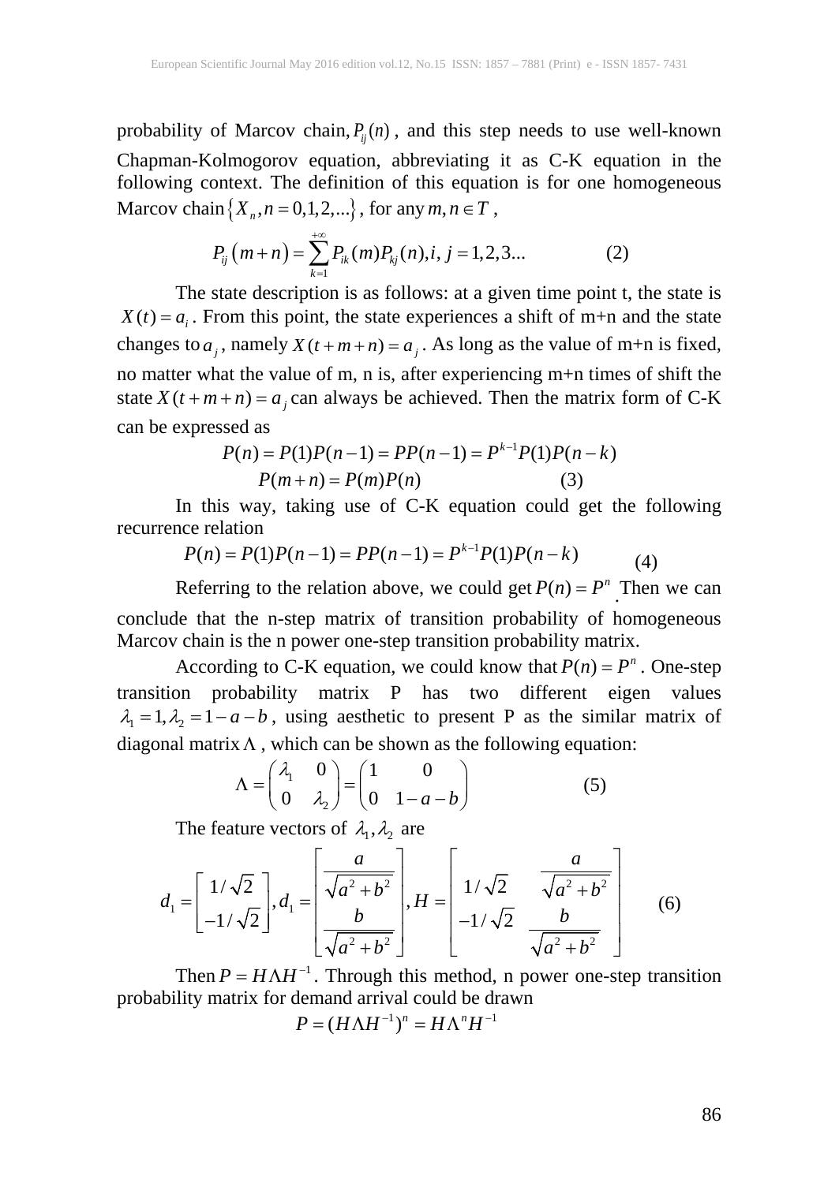probability of Marcov chain, $P_{ij}(n)$ , and this step needs to use well-known Chapman-Kolmogorov equation, abbreviating it as C-K equation in the following context. The definition of this equation is for one homogeneous Marcov chain $\{X_n, n = 0,1,2,...\}$ , for any $m, n \in T$ ,

$$P_{ij}(m+n) = \sum_{k=1}^{+\infty} P_{ik}(m)P_{kj}(n), i, j = 1,2,3... \qquad (2)$$

The state description is as follows: at a given time point t, the state is $X(t) = a_i$ . From this point, the state experiences a shift of m+n and the state changes to $a_j$ , namely $X(t+m+n) = a_j$ . As long as the value of m+n is fixed, no matter what the value of m, n is, after experiencing m+n times of shift the state $X(t+m+n) = a_j$ can always be achieved. Then the matrix form of C-K can be expressed as

$$P(n) = P(1)P(n-1) = PP(n-1) = P^{k-1}P(1)P(n-k)$$

$$P(m+n) = P(m)P(n) \qquad (3)$$

In this way, taking use of C-K equation could get the following recurrence relation

$$P(n) = P(1)P(n-1) = PP(n-1) = P^{k-1}P(1)P(n-k) \qquad (4)$$

Referring to the relation above, we could get $P(n) = P^n$ . Then we can conclude that the n-step matrix of transition probability of homogeneous Marcov chain is the n power one-step transition probability matrix.

According to C-K equation, we could know that $P(n) = P^n$ . One-step transition probability matrix P has two different eigen values $\lambda_1 = 1, \lambda_2 = 1 - a - b$ , using aesthetic to present P as the similar matrix of diagonal matrix $\Lambda$ , which can be shown as the following equation:

$$\Lambda = \begin{pmatrix} \lambda_1 & 0 \\ 0 & \lambda_2 \end{pmatrix} = \begin{pmatrix} 1 & 0 \\ 0 & 1-a-b \end{pmatrix} \qquad (5)$$

The feature vectors of $\lambda_1, \lambda_2$ are

$$d_1 = \begin{bmatrix} 1/\sqrt{2} \\ -1/\sqrt{2} \end{bmatrix}, d_1 = \begin{bmatrix} \dfrac{a}{\sqrt{a^2+b^2}} \\ \dfrac{b}{\sqrt{a^2+b^2}} \end{bmatrix}, H = \begin{bmatrix} 1/\sqrt{2} & \dfrac{a}{\sqrt{a^2+b^2}} \\ -1/\sqrt{2} & \dfrac{b}{\sqrt{a^2+b^2}} \end{bmatrix} \qquad (6)$$

Then $P = H\Lambda H^{-1}$ . Through this method, n power one-step transition probability matrix for demand arrival could be drawn

$$P = (H\Lambda H^{-1})^n = H\Lambda^n H^{-1}$$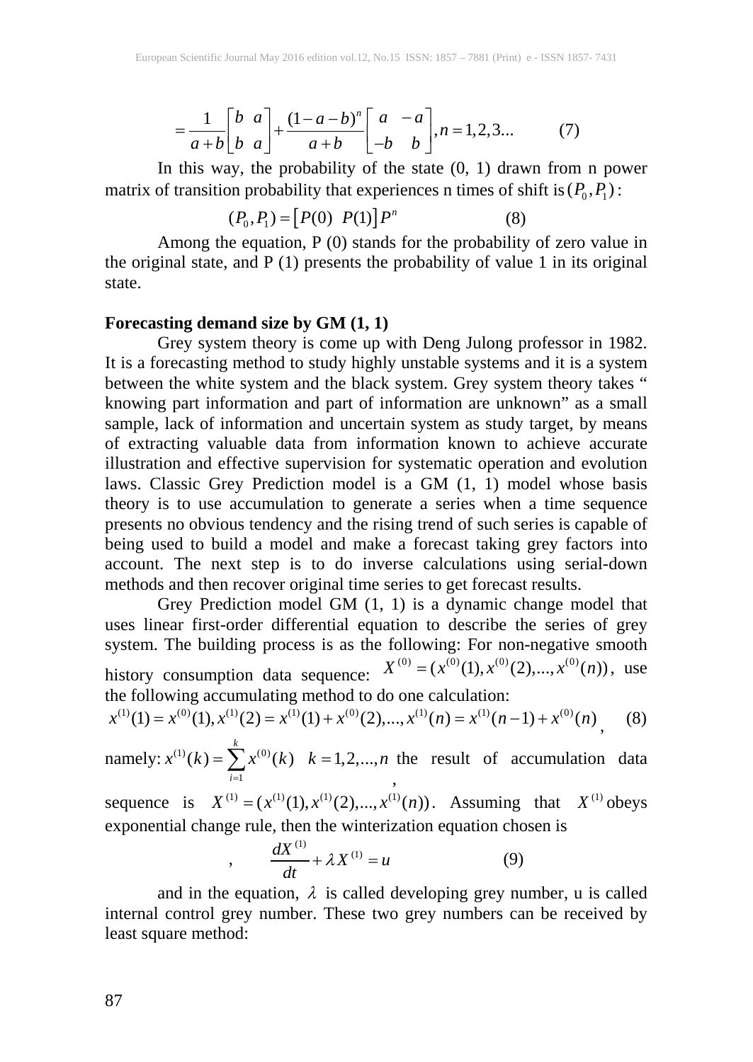$$= \frac{1}{a+b}\begin{bmatrix} b & a \\ b & a \end{bmatrix} + \frac{(1-a-b)^n}{a+b}\begin{bmatrix} a & -a \\ -b & b \end{bmatrix}, n = 1,2,3... \qquad (7)$$

In this way, the probability of the state (0, 1) drawn from n power matrix of transition probability that experiences n times of shift is $(P_0, P_1)$:

$$(P_0, P_1) = \left[P(0) \;\; P(1)\right] P^n \qquad (8)$$

Among the equation, P (0) stands for the probability of zero value in the original state, and P (1) presents the probability of value 1 in its original state.

**Forecasting demand size by GM (1, 1)**

Grey system theory is come up with Deng Julong professor in 1982. It is a forecasting method to study highly unstable systems and it is a system between the white system and the black system. Grey system theory takes " knowing part information and part of information are unknown" as a small sample, lack of information and uncertain system as study target, by means of extracting valuable data from information known to achieve accurate illustration and effective supervision for systematic operation and evolution laws. Classic Grey Prediction model is a GM (1, 1) model whose basis theory is to use accumulation to generate a series when a time sequence presents no obvious tendency and the rising trend of such series is capable of being used to build a model and make a forecast taking grey factors into account. The next step is to do inverse calculations using serial-down methods and then recover original time series to get forecast results.

Grey Prediction model GM (1, 1) is a dynamic change model that uses linear first-order differential equation to describe the series of grey system. The building process is as the following: For non-negative smooth history consumption data sequence: $X^{(0)} = (x^{(0)}(1), x^{(0)}(2), ..., x^{(0)}(n))$, use the following accumulating method to do one calculation:

$$x^{(1)}(1) = x^{(0)}(1), x^{(1)}(2) = x^{(1)}(1) + x^{(0)}(2), ..., x^{(1)}(n) = x^{(1)}(n-1) + x^{(0)}(n), \qquad (8)$$

namely: $x^{(1)}(k) = \sum_{i=1}^{k} x^{(0)}(k) \quad k = 1,2,...,n$, the result of accumulation data sequence is $X^{(1)} = (x^{(1)}(1), x^{(1)}(2), ..., x^{(1)}(n))$. Assuming that $X^{(1)}$ obeys exponential change rule, then the winterization equation chosen is

$$, \qquad \frac{dX^{(1)}}{dt} + \lambda X^{(1)} = u \qquad (9)$$

and in the equation, $\lambda$ is called developing grey number, u is called internal control grey number. These two grey numbers can be received by least square method: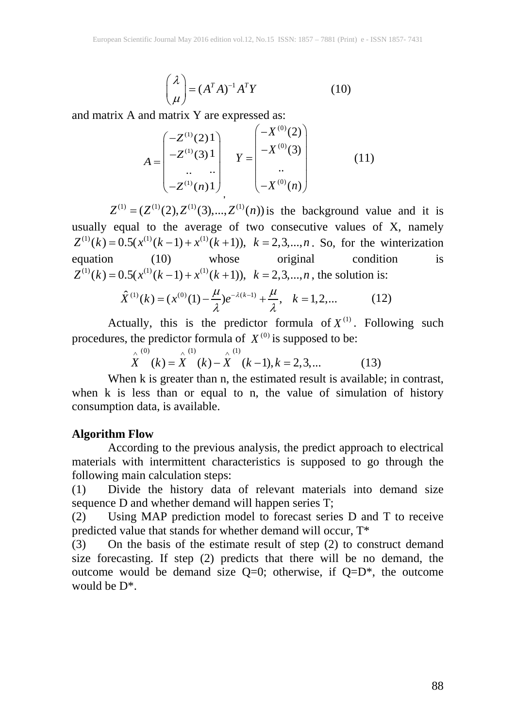$$\begin{pmatrix} \lambda \\ \mu \end{pmatrix} = (A^T A)^{-1} A^T Y \qquad (10)$$

and matrix A and matrix Y are expressed as:

$$A = \begin{pmatrix} -Z^{(1)}(2) 1 \\ -Z^{(1)}(3) 1 \\ .. \quad .. \\ -Z^{(1)}(n) 1 \end{pmatrix}, \quad Y = \begin{pmatrix} -X^{(0)}(2) \\ -X^{(0)}(3) \\ .. \\ -X^{(0)}(n) \end{pmatrix} \qquad (11)$$

$Z^{(1)} = (Z^{(1)}(2), Z^{(1)}(3), ..., Z^{(1)}(n))$ is the background value and it is usually equal to the average of two consecutive values of X, namely $Z^{(1)}(k) = 0.5(x^{(1)}(k-1) + x^{(1)}(k+1)), \ \ k = 2,3,...,n$. So, for the winterization equation (10) whose original condition is $Z^{(1)}(k) = 0.5(x^{(1)}(k-1) + x^{(1)}(k+1)), \ \ k = 2,3,...,n$, the solution is:

$$\hat{X}^{(1)}(k) = (x^{(0)}(1) - \frac{\mu}{\lambda})e^{-\lambda(k-1)} + \frac{\mu}{\lambda}, \quad k = 1,2,... \qquad (12)$$

Actually, this is the predictor formula of $X^{(1)}$. Following such procedures, the predictor formula of $X^{(0)}$ is supposed to be:

$$\hat{X}^{(0)}(k) = \hat{X}^{(1)}(k) - \hat{X}^{(1)}(k-1), k = 2,3,... \qquad (13)$$

When k is greater than n, the estimated result is available; in contrast, when k is less than or equal to n, the value of simulation of history consumption data, is available.

**Algorithm Flow**

According to the previous analysis, the predict approach to electrical materials with intermittent characteristics is supposed to go through the following main calculation steps:

(1) Divide the history data of relevant materials into demand size sequence D and whether demand will happen series T;

(2) Using MAP prediction model to forecast series D and T to receive predicted value that stands for whether demand will occur, T*

(3) On the basis of the estimate result of step (2) to construct demand size forecasting. If step (2) predicts that there will be no demand, the outcome would be demand size Q=0; otherwise, if Q=D*, the outcome would be D*.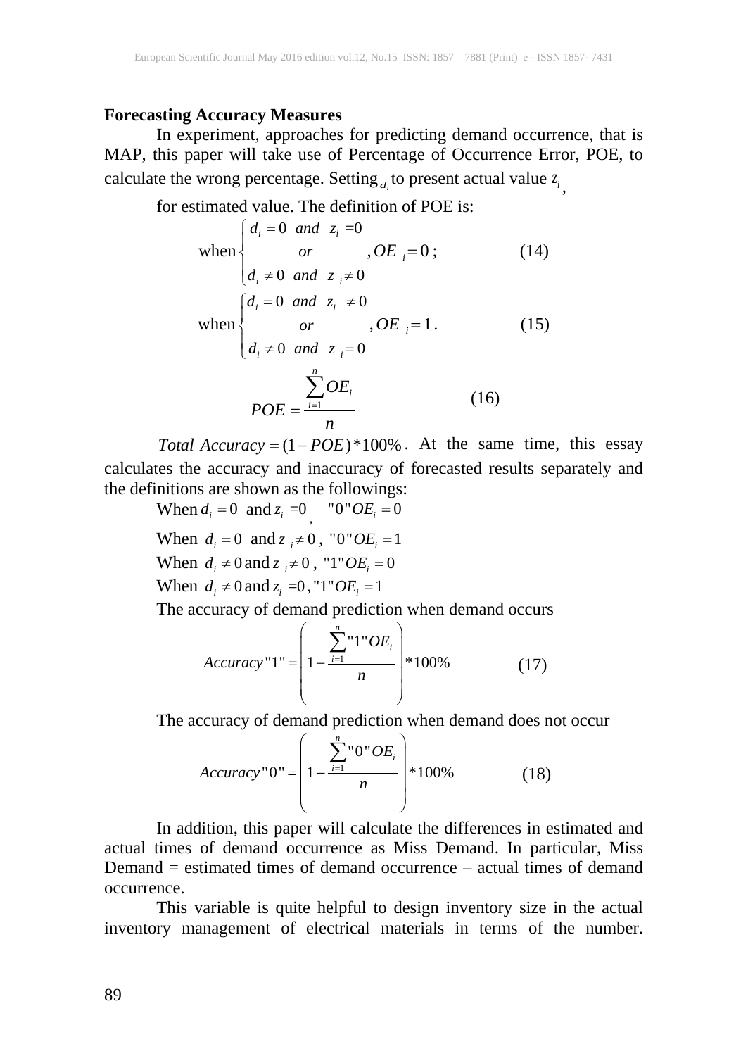**Forecasting Accuracy Measures**

In experiment, approaches for predicting demand occurrence, that is MAP, this paper will take use of Percentage of Occurrence Error, POE, to calculate the wrong percentage. Setting $d_i$ to present actual value $z_i$, for estimated value. The definition of POE is:

$$\text{when} \begin{cases} d_i = 0 \ \ and \ \ z_i = 0 \\ \qquad or \\ d_i \neq 0 \ \ and \ \ z_i \neq 0 \end{cases}, OE_i = 0; \tag{14}$$

$$\text{when} \begin{cases} d_i = 0 \ \ and \ \ z_i \neq 0 \\ \qquad or \\ d_i \neq 0 \ \ and \ \ z_i = 0 \end{cases}, OE_i = 1. \tag{15}$$

$$POE = \frac{\sum_{i=1}^{n} OE_i}{n} \tag{16}$$

$Total\ Accuracy = (1 - POE) * 100\%$. At the same time, this essay calculates the accuracy and inaccuracy of forecasted results separately and the definitions are shown as the followings:

When $d_i = 0$ and $z_i = 0$, $"0"OE_i = 0$

When $d_i = 0$ and $z_i \neq 0$, $"0"OE_i = 1$

When $d_i \neq 0$ and $z_i \neq 0$, $"1"OE_i = 0$

When $d_i \neq 0$ and $z_i = 0$, $"1"OE_i = 1$

The accuracy of demand prediction when demand occurs

$$Accuracy"1" = \left( 1 - \frac{\sum_{i=1}^{n} "1"OE_i}{n} \right) * 100\% \tag{17}$$

The accuracy of demand prediction when demand does not occur

$$Accuracy"0" = \left( 1 - \frac{\sum_{i=1}^{n} "0"OE_i}{n} \right) * 100\% \tag{18}$$

In addition, this paper will calculate the differences in estimated and actual times of demand occurrence as Miss Demand. In particular, Miss Demand = estimated times of demand occurrence – actual times of demand occurrence.

This variable is quite helpful to design inventory size in the actual inventory management of electrical materials in terms of the number.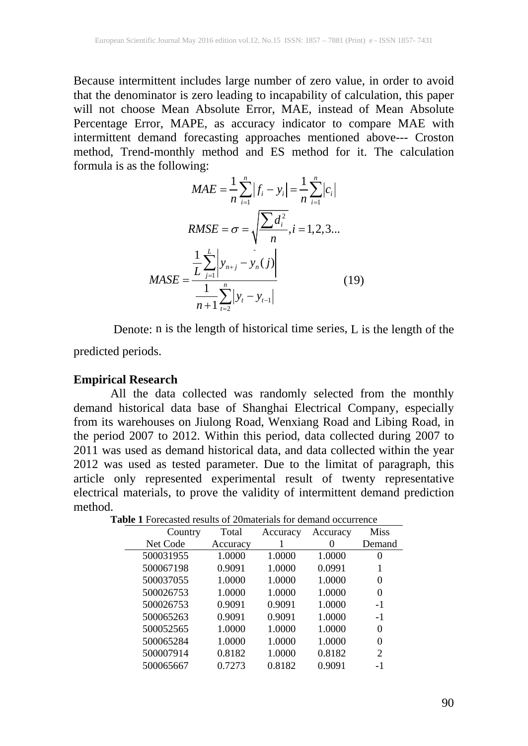Because intermittent includes large number of zero value, in order to avoid that the denominator is zero leading to incapability of calculation, this paper will not choose Mean Absolute Error, MAE, instead of Mean Absolute Percentage Error, MAPE, as accuracy indicator to compare MAE with intermittent demand forecasting approaches mentioned above--- Croston method, Trend-monthly method and ES method for it. The calculation formula is as the following:

$$MAE = \frac{1}{n}\sum_{i=1}^{n}\left| f_i - y_i \right| = \frac{1}{n}\sum_{i=1}^{n}\left| c_i \right|$$

$$RMSE = \sigma = \sqrt{\frac{\sum d_i^2}{n}}, i = 1,2,3...$$

$$MASE = \frac{\frac{1}{L}\sum_{j=1}^{L}\left| y_{n+j} - \hat{y}_n(j) \right|}{\frac{1}{n+1}\sum_{t=2}^{n}\left| y_t - y_{t-1} \right|} \qquad (19)$$

Denote: n is the length of historical time series, L is the length of the predicted periods.

**Empirical Research**

All the data collected was randomly selected from the monthly demand historical data base of Shanghai Electrical Company, especially from its warehouses on Jiulong Road, Wenxiang Road and Libing Road, in the period 2007 to 2012. Within this period, data collected during 2007 to 2011 was used as demand historical data, and data collected within the year 2012 was used as tested parameter. Due to the limitat of paragraph, this article only represented experimental result of twenty representative electrical materials, to prove the validity of intermittent demand prediction method.

**Table 1** Forecasted results of 20materials for demand occurrence

| Country Net Code | Total Accuracy | Accuracy 1 | Accuracy 0 | Miss Demand |
|---|---|---|---|---|
| 500031955 | 1.0000 | 1.0000 | 1.0000 | 0 |
| 500067198 | 0.9091 | 1.0000 | 0.0991 | 1 |
| 500037055 | 1.0000 | 1.0000 | 1.0000 | 0 |
| 500026753 | 1.0000 | 1.0000 | 1.0000 | 0 |
| 500026753 | 0.9091 | 0.9091 | 1.0000 | -1 |
| 500065263 | 0.9091 | 0.9091 | 1.0000 | -1 |
| 500052565 | 1.0000 | 1.0000 | 1.0000 | 0 |
| 500065284 | 1.0000 | 1.0000 | 1.0000 | 0 |
| 500007914 | 0.8182 | 1.0000 | 0.8182 | 2 |
| 500065667 | 0.7273 | 0.8182 | 0.9091 | -1 |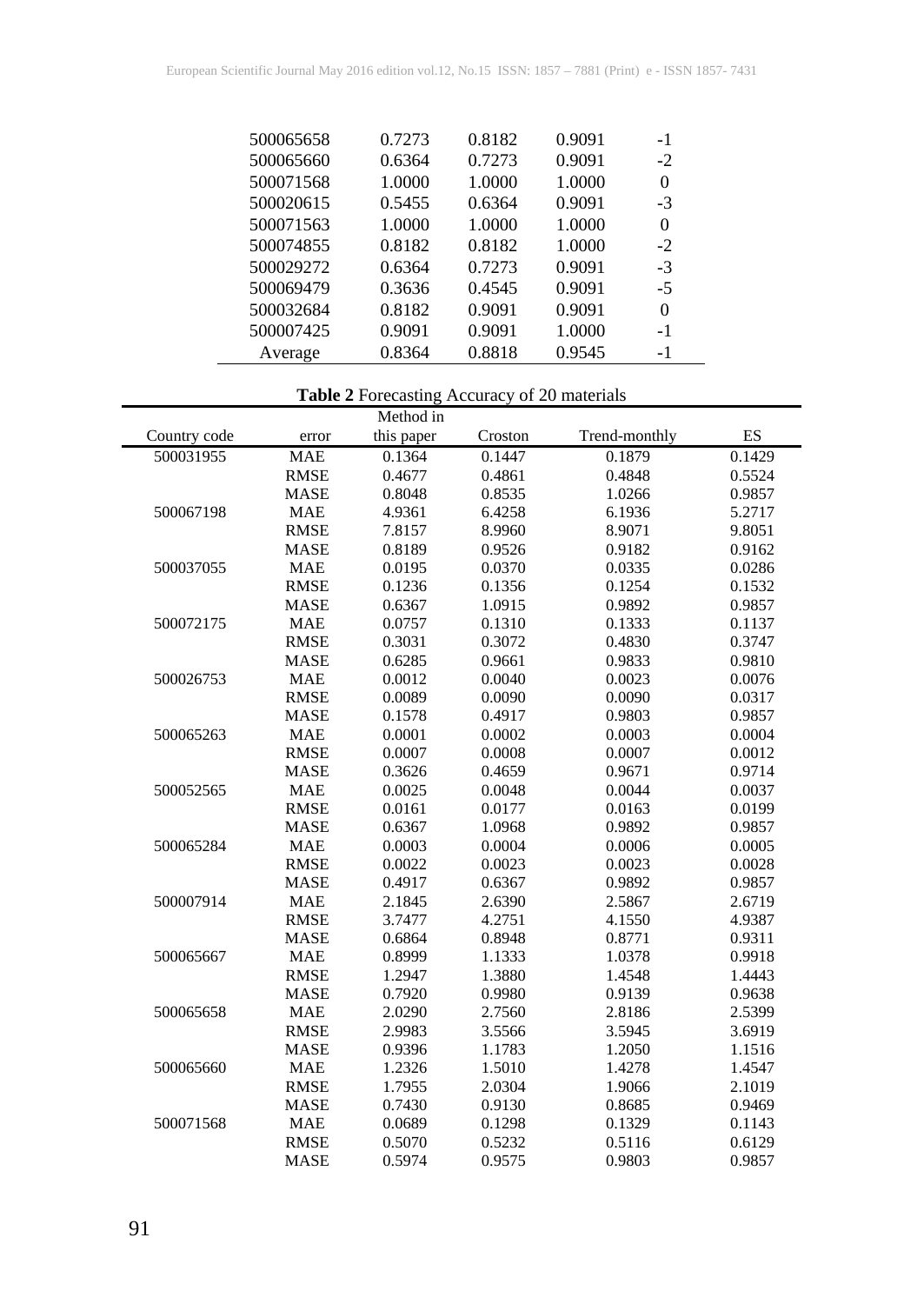| | | | | |
|---|---|---|---|---|
| 500065658 | 0.7273 | 0.8182 | 0.9091 | -1 |
| 500065660 | 0.6364 | 0.7273 | 0.9091 | -2 |
| 500071568 | 1.0000 | 1.0000 | 1.0000 | 0 |
| 500020615 | 0.5455 | 0.6364 | 0.9091 | -3 |
| 500071563 | 1.0000 | 1.0000 | 1.0000 | 0 |
| 500074855 | 0.8182 | 0.8182 | 1.0000 | -2 |
| 500029272 | 0.6364 | 0.7273 | 0.9091 | -3 |
| 500069479 | 0.3636 | 0.4545 | 0.9091 | -5 |
| 500032684 | 0.8182 | 0.9091 | 0.9091 | 0 |
| 500007425 | 0.9091 | 0.9091 | 1.0000 | -1 |
| Average | 0.8364 | 0.8818 | 0.9545 | -1 |

**Table 2** Forecasting Accuracy of 20 materials

| Country code | error | Method in this paper | Croston | Trend-monthly | ES |
|---|---|---|---|---|---|
| 500031955 | MAE | 0.1364 | 0.1447 | 0.1879 | 0.1429 |
| | RMSE | 0.4677 | 0.4861 | 0.4848 | 0.5524 |
| | MASE | 0.8048 | 0.8535 | 1.0266 | 0.9857 |
| 500067198 | MAE | 4.9361 | 6.4258 | 6.1936 | 5.2717 |
| | RMSE | 7.8157 | 8.9960 | 8.9071 | 9.8051 |
| | MASE | 0.8189 | 0.9526 | 0.9182 | 0.9162 |
| 500037055 | MAE | 0.0195 | 0.0370 | 0.0335 | 0.0286 |
| | RMSE | 0.1236 | 0.1356 | 0.1254 | 0.1532 |
| | MASE | 0.6367 | 1.0915 | 0.9892 | 0.9857 |
| 500072175 | MAE | 0.0757 | 0.1310 | 0.1333 | 0.1137 |
| | RMSE | 0.3031 | 0.3072 | 0.4830 | 0.3747 |
| | MASE | 0.6285 | 0.9661 | 0.9833 | 0.9810 |
| 500026753 | MAE | 0.0012 | 0.0040 | 0.0023 | 0.0076 |
| | RMSE | 0.0089 | 0.0090 | 0.0090 | 0.0317 |
| | MASE | 0.1578 | 0.4917 | 0.9803 | 0.9857 |
| 500065263 | MAE | 0.0001 | 0.0002 | 0.0003 | 0.0004 |
| | RMSE | 0.0007 | 0.0008 | 0.0007 | 0.0012 |
| | MASE | 0.3626 | 0.4659 | 0.9671 | 0.9714 |
| 500052565 | MAE | 0.0025 | 0.0048 | 0.0044 | 0.0037 |
| | RMSE | 0.0161 | 0.0177 | 0.0163 | 0.0199 |
| | MASE | 0.6367 | 1.0968 | 0.9892 | 0.9857 |
| 500065284 | MAE | 0.0003 | 0.0004 | 0.0006 | 0.0005 |
| | RMSE | 0.0022 | 0.0023 | 0.0023 | 0.0028 |
| | MASE | 0.4917 | 0.6367 | 0.9892 | 0.9857 |
| 500007914 | MAE | 2.1845 | 2.6390 | 2.5867 | 2.6719 |
| | RMSE | 3.7477 | 4.2751 | 4.1550 | 4.9387 |
| | MASE | 0.6864 | 0.8948 | 0.8771 | 0.9311 |
| 500065667 | MAE | 0.8999 | 1.1333 | 1.0378 | 0.9918 |
| | RMSE | 1.2947 | 1.3880 | 1.4548 | 1.4443 |
| | MASE | 0.7920 | 0.9980 | 0.9139 | 0.9638 |
| 500065658 | MAE | 2.0290 | 2.7560 | 2.8186 | 2.5399 |
| | RMSE | 2.9983 | 3.5566 | 3.5945 | 3.6919 |
| | MASE | 0.9396 | 1.1783 | 1.2050 | 1.1516 |
| 500065660 | MAE | 1.2326 | 1.5010 | 1.4278 | 1.4547 |
| | RMSE | 1.7955 | 2.0304 | 1.9066 | 2.1019 |
| | MASE | 0.7430 | 0.9130 | 0.8685 | 0.9469 |
| 500071568 | MAE | 0.0689 | 0.1298 | 0.1329 | 0.1143 |
| | RMSE | 0.5070 | 0.5232 | 0.5116 | 0.6129 |
| | MASE | 0.5974 | 0.9575 | 0.9803 | 0.9857 |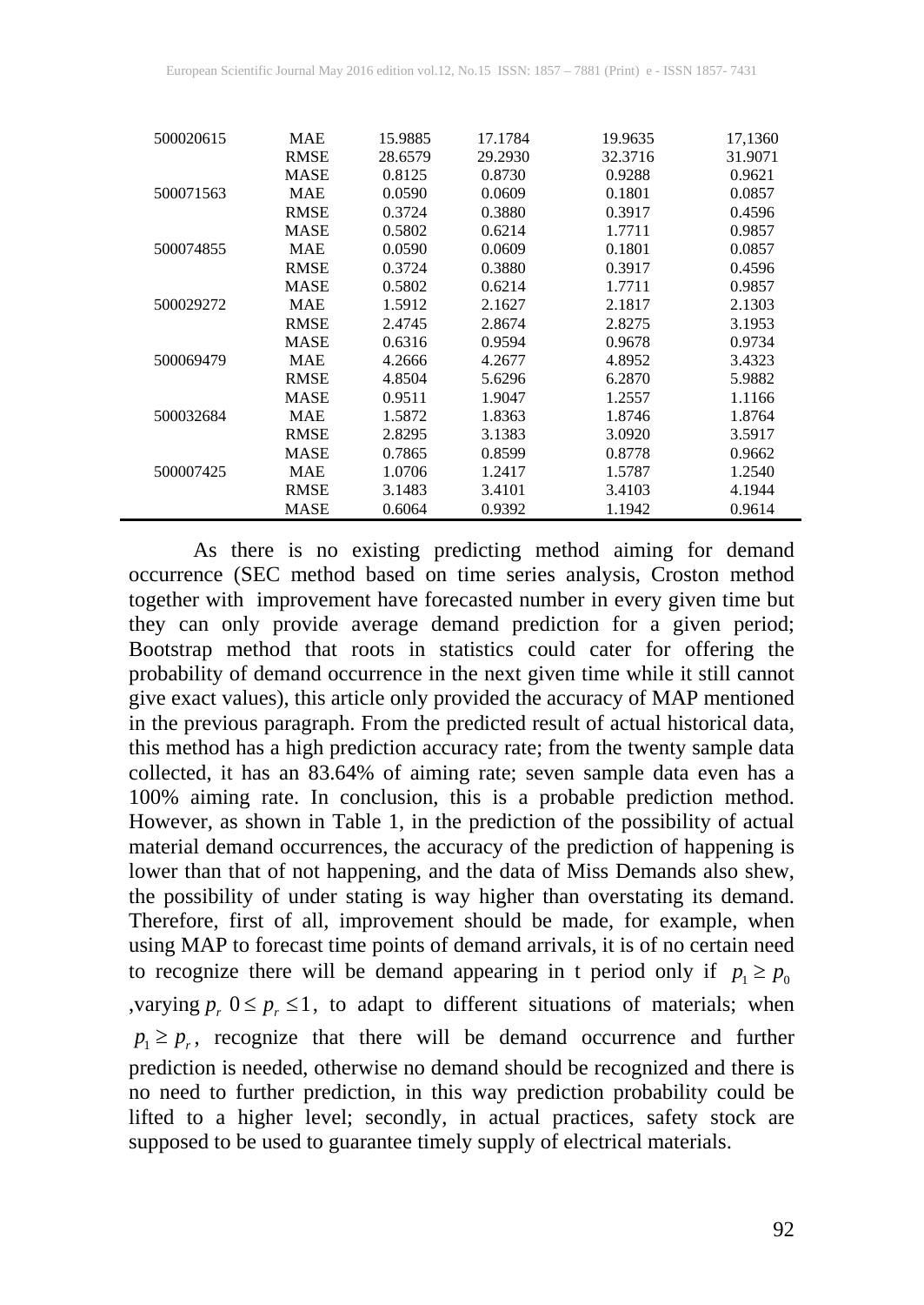| | | | | | |
|---|---|---|---|---|---|
| 500020615 | MAE | 15.9885 | 17.1784 | 19.9635 | 17,1360 |
| | RMSE | 28.6579 | 29.2930 | 32.3716 | 31.9071 |
| | MASE | 0.8125 | 0.8730 | 0.9288 | 0.9621 |
| 500071563 | MAE | 0.0590 | 0.0609 | 0.1801 | 0.0857 |
| | RMSE | 0.3724 | 0.3880 | 0.3917 | 0.4596 |
| | MASE | 0.5802 | 0.6214 | 1.7711 | 0.9857 |
| 500074855 | MAE | 0.0590 | 0.0609 | 0.1801 | 0.0857 |
| | RMSE | 0.3724 | 0.3880 | 0.3917 | 0.4596 |
| | MASE | 0.5802 | 0.6214 | 1.7711 | 0.9857 |
| 500029272 | MAE | 1.5912 | 2.1627 | 2.1817 | 2.1303 |
| | RMSE | 2.4745 | 2.8674 | 2.8275 | 3.1953 |
| | MASE | 0.6316 | 0.9594 | 0.9678 | 0.9734 |
| 500069479 | MAE | 4.2666 | 4.2677 | 4.8952 | 3.4323 |
| | RMSE | 4.8504 | 5.6296 | 6.2870 | 5.9882 |
| | MASE | 0.9511 | 1.9047 | 1.2557 | 1.1166 |
| 500032684 | MAE | 1.5872 | 1.8363 | 1.8746 | 1.8764 |
| | RMSE | 2.8295 | 3.1383 | 3.0920 | 3.5917 |
| | MASE | 0.7865 | 0.8599 | 0.8778 | 0.9662 |
| 500007425 | MAE | 1.0706 | 1.2417 | 1.5787 | 1.2540 |
| | RMSE | 3.1483 | 3.4101 | 3.4103 | 4.1944 |
| | MASE | 0.6064 | 0.9392 | 1.1942 | 0.9614 |

As there is no existing predicting method aiming for demand occurrence (SEC method based on time series analysis, Croston method together with improvement have forecasted number in every given time but they can only provide average demand prediction for a given period; Bootstrap method that roots in statistics could cater for offering the probability of demand occurrence in the next given time while it still cannot give exact values), this article only provided the accuracy of MAP mentioned in the previous paragraph. From the predicted result of actual historical data, this method has a high prediction accuracy rate; from the twenty sample data collected, it has an 83.64% of aiming rate; seven sample data even has a 100% aiming rate. In conclusion, this is a probable prediction method. However, as shown in Table 1, in the prediction of the possibility of actual material demand occurrences, the accuracy of the prediction of happening is lower than that of not happening, and the data of Miss Demands also shew, the possibility of under stating is way higher than overstating its demand. Therefore, first of all, improvement should be made, for example, when using MAP to forecast time points of demand arrivals, it is of no certain need to recognize there will be demand appearing in t period only if $p_1 \geq p_0$ ,varying $p_r$ $0 \leq p_r \leq 1$, to adapt to different situations of materials; when $p_1 \geq p_r$, recognize that there will be demand occurrence and further prediction is needed, otherwise no demand should be recognized and there is no need to further prediction, in this way prediction probability could be lifted to a higher level; secondly, in actual practices, safety stock are supposed to be used to guarantee timely supply of electrical materials.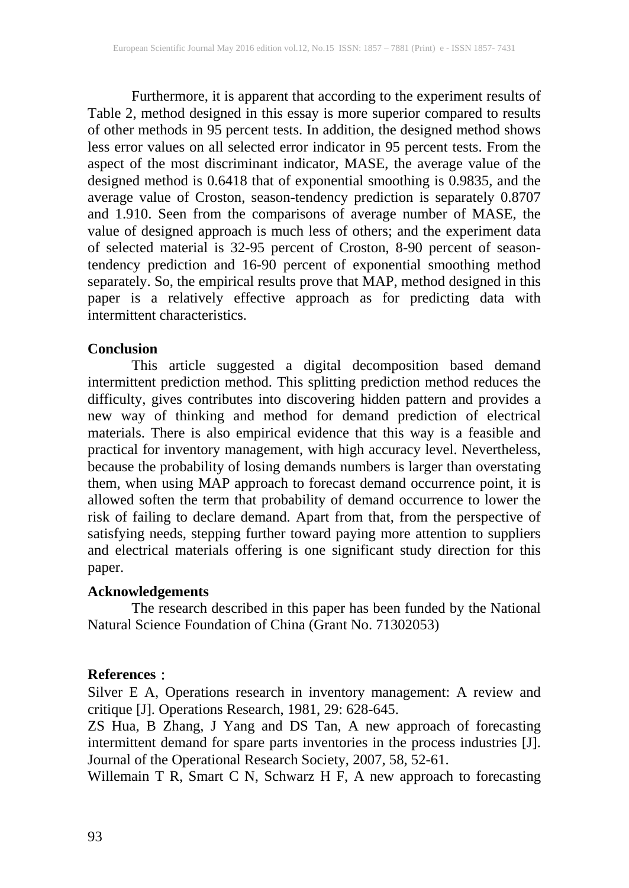Furthermore, it is apparent that according to the experiment results of Table 2, method designed in this essay is more superior compared to results of other methods in 95 percent tests. In addition, the designed method shows less error values on all selected error indicator in 95 percent tests. From the aspect of the most discriminant indicator, MASE, the average value of the designed method is 0.6418 that of exponential smoothing is 0.9835, and the average value of Croston, season-tendency prediction is separately 0.8707 and 1.910. Seen from the comparisons of average number of MASE, the value of designed approach is much less of others; and the experiment data of selected material is 32-95 percent of Croston, 8-90 percent of season-tendency prediction and 16-90 percent of exponential smoothing method separately. So, the empirical results prove that MAP, method designed in this paper is a relatively effective approach as for predicting data with intermittent characteristics.

## Conclusion

This article suggested a digital decomposition based demand intermittent prediction method. This splitting prediction method reduces the difficulty, gives contributes into discovering hidden pattern and provides a new way of thinking and method for demand prediction of electrical materials. There is also empirical evidence that this way is a feasible and practical for inventory management, with high accuracy level. Nevertheless, because the probability of losing demands numbers is larger than overstating them, when using MAP approach to forecast demand occurrence point, it is allowed soften the term that probability of demand occurrence to lower the risk of failing to declare demand. Apart from that, from the perspective of satisfying needs, stepping further toward paying more attention to suppliers and electrical materials offering is one significant study direction for this paper.

## Acknowledgements

The research described in this paper has been funded by the National Natural Science Foundation of China (Grant No. 71302053)

## References：

Silver E A, Operations research in inventory management: A review and critique [J]. Operations Research, 1981, 29: 628-645.

ZS Hua, B Zhang, J Yang and DS Tan, A new approach of forecasting intermittent demand for spare parts inventories in the process industries [J]. Journal of the Operational Research Society, 2007, 58, 52-61.

Willemain T R, Smart C N, Schwarz H F, A new approach to forecasting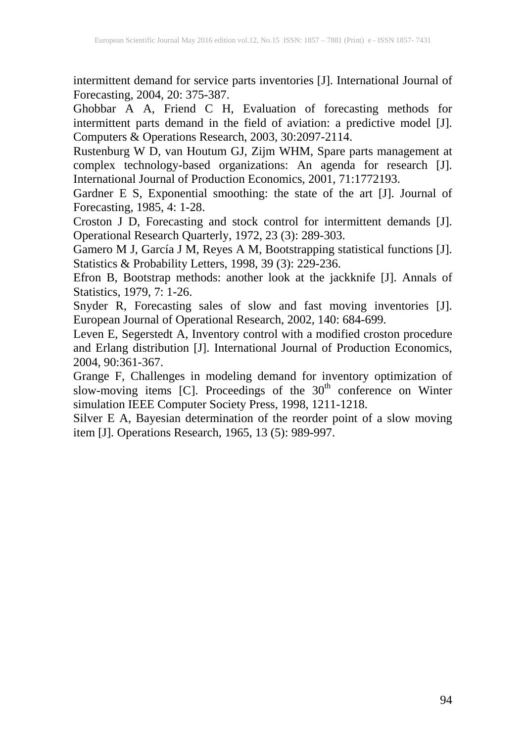intermittent demand for service parts inventories [J]. International Journal of Forecasting, 2004, 20: 375-387.

Ghobbar A A, Friend C H, Evaluation of forecasting methods for intermittent parts demand in the field of aviation: a predictive model [J]. Computers & Operations Research, 2003, 30:2097-2114.

Rustenburg W D, van Houtum GJ, Zijm WHM, Spare parts management at complex technology-based organizations: An agenda for research [J]. International Journal of Production Economics, 2001, 71:1772193.

Gardner E S, Exponential smoothing: the state of the art [J]. Journal of Forecasting, 1985, 4: 1-28.

Croston J D, Forecasting and stock control for intermittent demands [J]. Operational Research Quarterly, 1972, 23 (3): 289-303.

Gamero M J, García J M, Reyes A M, Bootstrapping statistical functions [J]. Statistics & Probability Letters, 1998, 39 (3): 229-236.

Efron B, Bootstrap methods: another look at the jackknife [J]. Annals of Statistics, 1979, 7: 1-26.

Snyder R, Forecasting sales of slow and fast moving inventories [J]. European Journal of Operational Research, 2002, 140: 684-699.

Leven E, Segerstedt A, Inventory control with a modified croston procedure and Erlang distribution [J]. International Journal of Production Economics, 2004, 90:361-367.

Grange F, Challenges in modeling demand for inventory optimization of slow-moving items [C]. Proceedings of the 30th conference on Winter simulation IEEE Computer Society Press, 1998, 1211-1218.

Silver E A, Bayesian determination of the reorder point of a slow moving item [J]. Operations Research, 1965, 13 (5): 989-997.